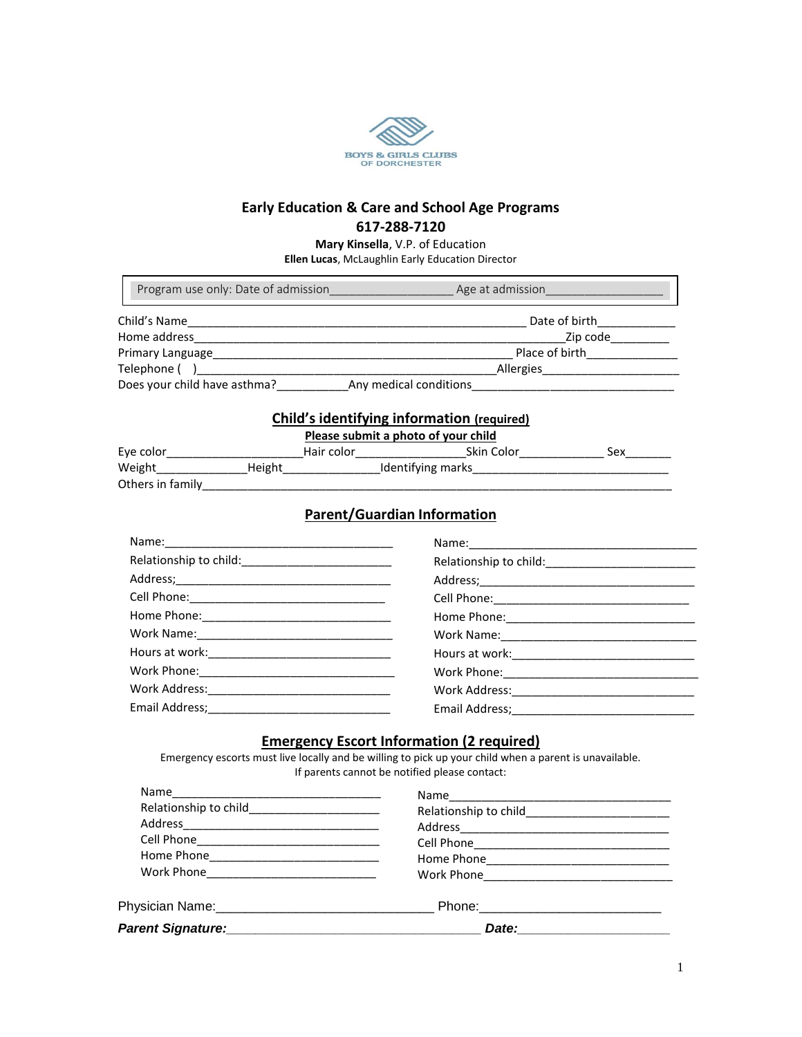BOYS & GIRLS CLUBS OF DORCHESTER

## Early Education & Care and School Age Programs

**617-288-7120**

**Mary Kinsella**, V.P. of Education

**Ellen Lucas**, McLaughlin Early Education Director

Program use only: Date of admission__________________ Age at admission_________________

Child's Name_____________________________________________________ Date of birth___________

Home address__________________________________________________________Zip code________

Primary Language______________________________________________ Place of birth_____________

Telephone (    )_____________________________________________Allergies_____________________

Does your child have asthma?___________Any medical conditions_______________________________

### Child's identifying information (required)

**Please submit a photo of your child**

Eye color_____________________Hair color_________________Skin Color_____________ Sex_______

Weight______________Height_______________Identifying marks______________________________

Others in family_________________________________________________________________________

### Parent/Guardian Information

Name:____________________________________

Relationship to child:_______________________

Address;__________________________________

Cell Phone:_______________________________

Home Phone:______________________________

Work Name:_______________________________

Hours at work:_____________________________

Work Phone:_______________________________

Work Address:_____________________________

Email Address;_____________________________

Name:____________________________________

Relationship to child:_______________________

Address;__________________________________

Cell Phone:_______________________________

Home Phone:______________________________

Work Name:_______________________________

Hours at work:_____________________________

Work Phone:_______________________________

Work Address:_____________________________

Email Address;_____________________________

### Emergency Escort Information (2 required)

Emergency escorts must live locally and be willing to pick up your child when a parent is unavailable.
If parents cannot be notified please contact:

Name________________________________

Relationship to child____________________

Address______________________________

Cell Phone____________________________

Home Phone___________________________

Work Phone___________________________

Name________________________________

Relationship to child____________________

Address______________________________

Cell Phone____________________________

Home Phone___________________________

Work Phone___________________________

Physician Name:_____________________________ Phone:________________________

***Parent Signature:___________________________________ Date:_____________________***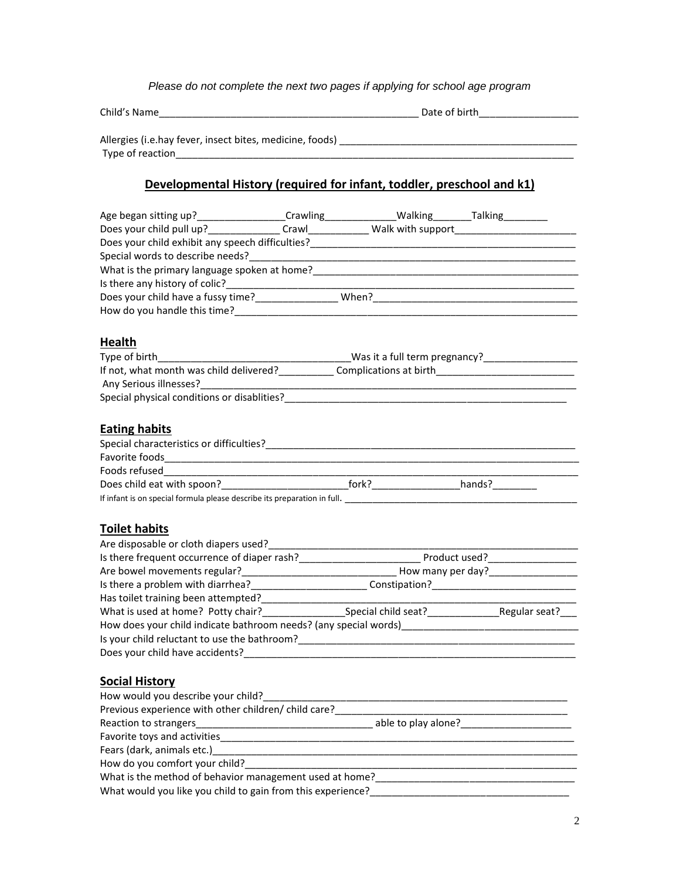*Please do not complete the next two pages if applying for school age program*

Child's Name_______________________________________________ Date of birth_________________

Allergies (i.e.hay fever, insect bites, medicine, foods) ___________________________________________
Type of reaction___________________________________________________________________________

## Developmental History (required for infant, toddler, preschool and k1)

Age began sitting up?________________Crawling_____________Walking_______Talking________
Does your child pull up?_____________ Crawl___________ Walk with support_____________________
Does your child exhibit any speech difficulties?___________________________________________________
Special words to describe needs?_________________________________________________________
What is the primary language spoken at home?_____________________________________________
Is there any history of colic?____________________________________________________________
Does your child have a fussy time?______________ When?____________________________________
How do you handle this time?____________________________________________________________

## Health

Type of birth__________________________________Was it a full term pregnancy?_________________
If not, what month was child delivered?__________ Complications at birth_________________________
Any Serious illnesses?__________________________________________________________________
Special physical conditions or disablities?____________________________________________________

## Eating habits

Special characteristics or difficulties?______________________________________________________
Favorite foods_________________________________________________________________________
Foods refused__________________________________________________________________________
Does child eat with spoon?______________________fork?_______________hands?________
If infant is on special formula please describe its preparation in full. _______________________________________________

## Toilet habits

Are disposable or cloth diapers used?_________________________________________________________
Is there frequent occurrence of diaper rash?_____________________ Product used?________________
Are bowel movements regular?___________________________ How many per day?________________
Is there a problem with diarrhea?____________________ Constipation?__________________________
Has toilet training been attempted?___________________________________________________________
What is used at home? Potty chair?_______________Special child seat?_____________Regular seat?___
How does your child indicate bathroom needs? (any special words)_______________________________
Is your child reluctant to use the bathroom?___________________________________________________
Does your child have accidents?_____________________________________________________________

## Social History

How would you describe your child?__________________________________________________________
Previous experience with other children/ child care?____________________________________________
Reaction to strangers______________________________ able to play alone?____________________
Favorite toys and activities_________________________________________________________________
Fears (dark, animals etc.)___________________________________________________________________
How do you comfort your child?______________________________________________________________
What is the method of behavior management used at home?_______________________________________
What would you like you child to gain from this experience?_____________________________________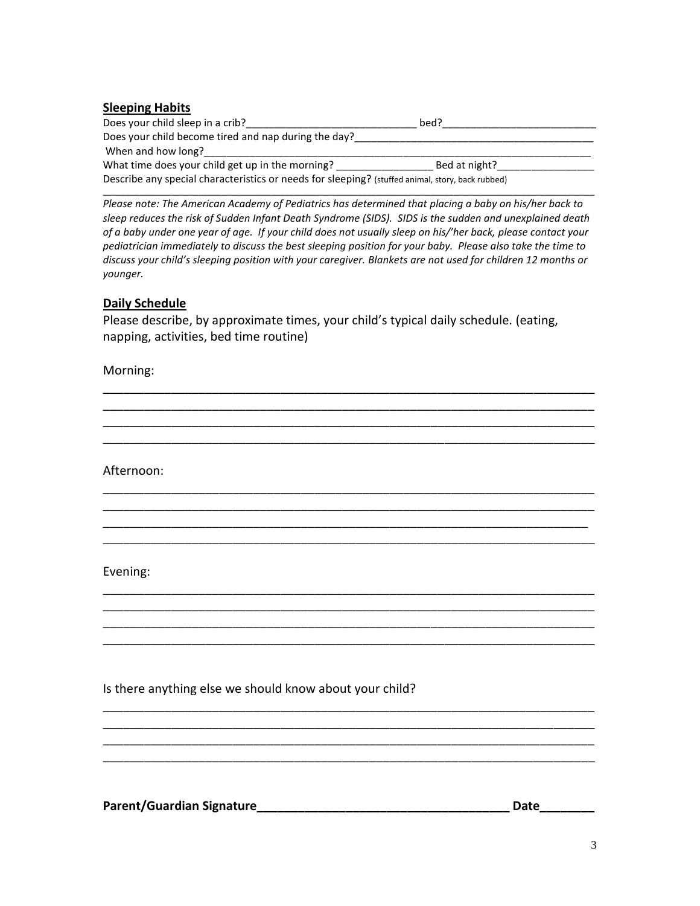## Sleeping Habits

Does your child sleep in a crib?______________________________ bed?__________________________

Does your child become tired and nap during the day?__________________________________________

When and how long?_____________________________________________________________________

What time does your child get up in the morning? ________________ Bed at night?________________

Describe any special characteristics or needs for sleeping? (stuffed animal, story, back rubbed)

_____________________________________________________________________________________

*Please note: The American Academy of Pediatrics has determined that placing a baby on his/her back to sleep reduces the risk of Sudden Infant Death Syndrome (SIDS). SIDS is the sudden and unexplained death of a baby under one year of age. If your child does not usually sleep on his/'her back, please contact your pediatrician immediately to discuss the best sleeping position for your baby. Please also take the time to discuss your child's sleeping position with your caregiver. Blankets are not used for children 12 months or younger.*

## Daily Schedule

Please describe, by approximate times, your child's typical daily schedule. (eating, napping, activities, bed time routine)

Morning:

_____________________________________________________________________________
_____________________________________________________________________________
_____________________________________________________________________________
_____________________________________________________________________________

Afternoon:

_____________________________________________________________________________
_____________________________________________________________________________
_____________________________________________________________________________
_____________________________________________________________________________

Evening:

_____________________________________________________________________________
_____________________________________________________________________________
_____________________________________________________________________________
_____________________________________________________________________________

Is there anything else we should know about your child?

_____________________________________________________________________________
_____________________________________________________________________________
_____________________________________________________________________________
_____________________________________________________________________________

**Parent/Guardian Signature_____________________________________ Date________**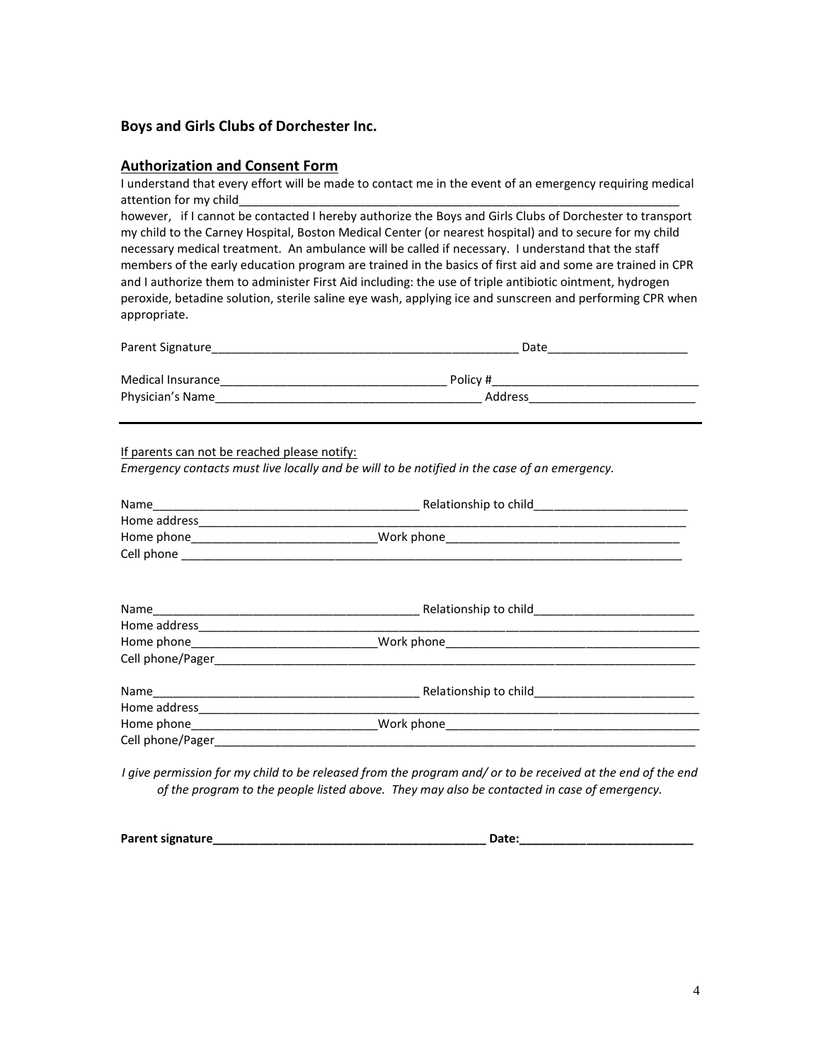### Boys and Girls Clubs of Dorchester Inc.

### Authorization and Consent Form

I understand that every effort will be made to contact me in the event of an emergency requiring medical attention for my child_______________________________________________________________

however, if I cannot be contacted I hereby authorize the Boys and Girls Clubs of Dorchester to transport my child to the Carney Hospital, Boston Medical Center (or nearest hospital) and to secure for my child necessary medical treatment. An ambulance will be called if necessary. I understand that the staff members of the early education program are trained in the basics of first aid and some are trained in CPR and I authorize them to administer First Aid including: the use of triple antibiotic ointment, hydrogen peroxide, betadine solution, sterile saline eye wash, applying ice and sunscreen and performing CPR when appropriate.

Parent Signature_______________________________________________ Date_____________________

Medical Insurance_________________________________ Policy #______________________________
Physician's Name_______________________________________ Address________________________

---

If parents can not be reached please notify:

*Emergency contacts must live locally and be will to be notified in the case of an emergency.*

Name________________________________________ Relationship to child______________________
Home address_________________________________________________________________________
Home phone___________________________Work phone__________________________________
Cell phone ___________________________________________________________________________

Name________________________________________ Relationship to child________________________
Home address__________________________________________________________________________
Home phone___________________________Work phone_____________________________________
Cell phone/Pager_______________________________________________________________________

Name________________________________________ Relationship to child________________________
Home address__________________________________________________________________________
Home phone___________________________Work phone_____________________________________
Cell phone/Pager_______________________________________________________________________

*I give permission for my child to be released from the program and/ or to be received at the end of the end of the program to the people listed above. They may also be contacted in case of emergency.*

**Parent signature__________________________________________ Date:__________________________**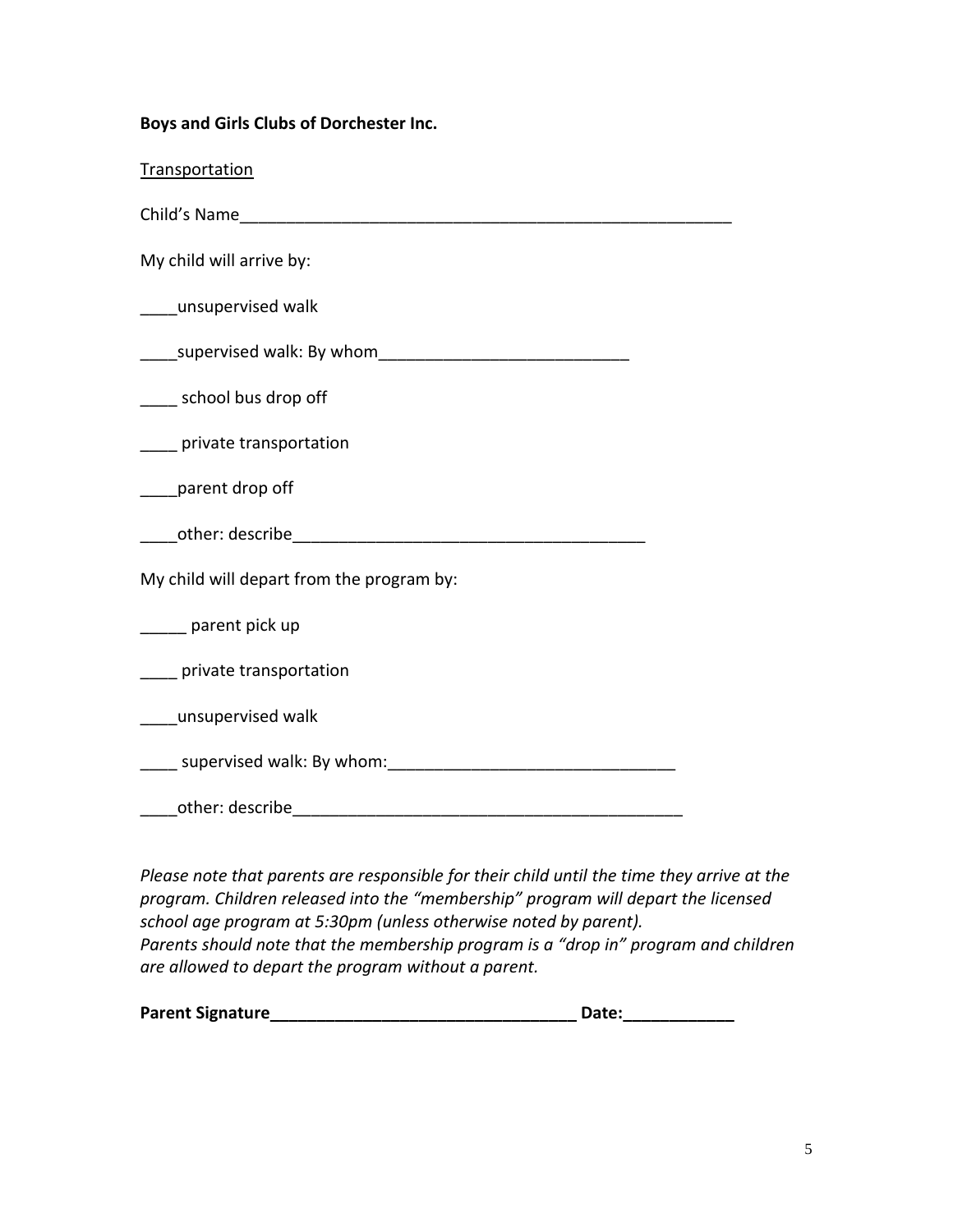**Boys and Girls Clubs of Dorchester Inc.**

Transportation

Child's Name_______________________________________________________

My child will arrive by:

____unsupervised walk

____supervised walk: By whom___________________________

____ school bus drop off

____ private transportation

____parent drop off

____other: describe______________________________________

My child will depart from the program by:

_____ parent pick up

____ private transportation

____unsupervised walk

____ supervised walk: By whom:_______________________________

____other: describe___________________________________________

*Please note that parents are responsible for their child until the time they arrive at the program. Children released into the "membership" program will depart the licensed school age program at 5:30pm (unless otherwise noted by parent).*
*Parents should note that the membership program is a "drop in" program and children are allowed to depart the program without a parent.*

**Parent Signature_________________________________ Date:____________**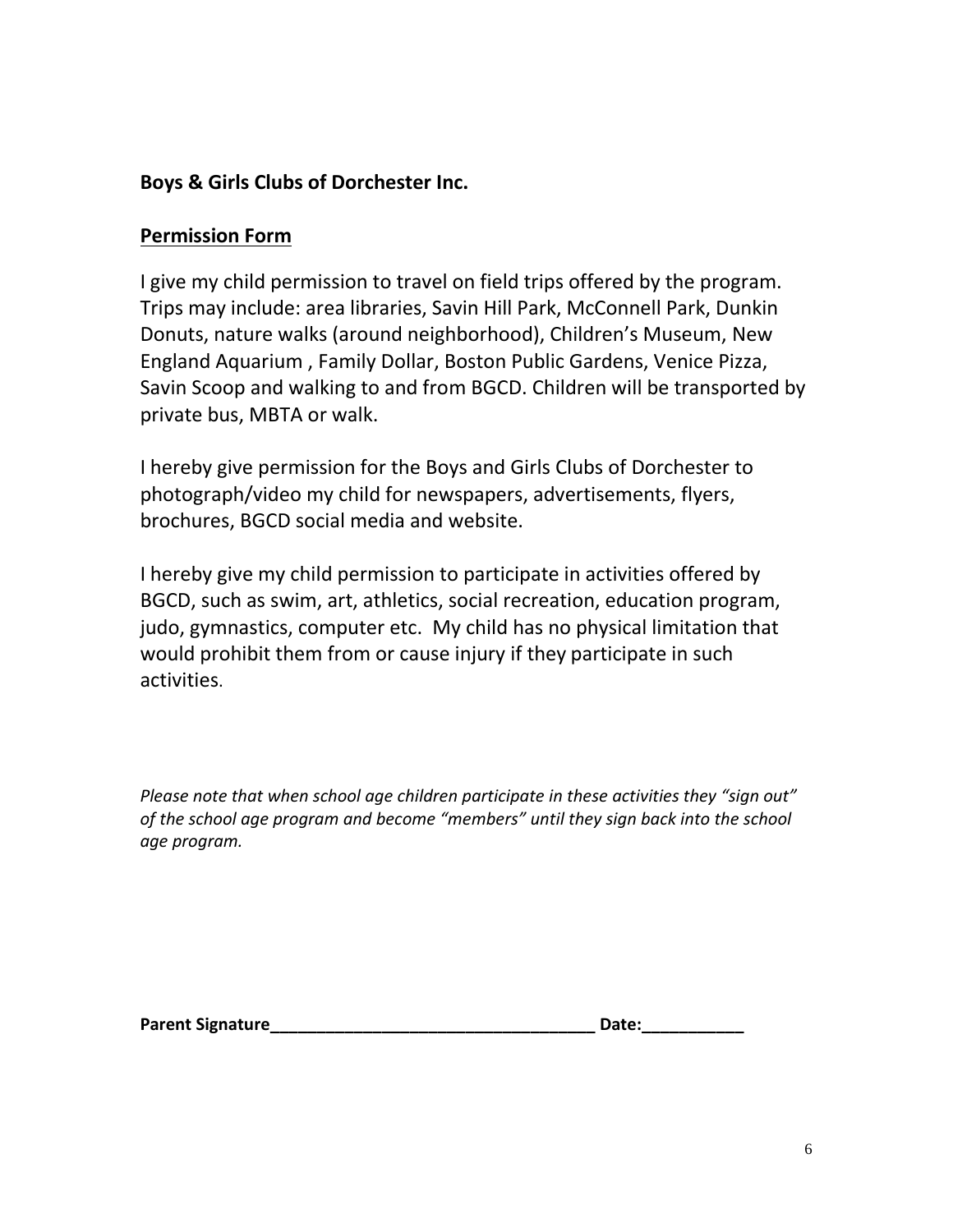**Boys & Girls Clubs of Dorchester Inc.**

## Permission Form

I give my child permission to travel on field trips offered by the program. Trips may include: area libraries, Savin Hill Park, McConnell Park, Dunkin Donuts, nature walks (around neighborhood), Children's Museum, New England Aquarium , Family Dollar, Boston Public Gardens, Venice Pizza, Savin Scoop and walking to and from BGCD. Children will be transported by private bus, MBTA or walk.

I hereby give permission for the Boys and Girls Clubs of Dorchester to photograph/video my child for newspapers, advertisements, flyers, brochures, BGCD social media and website.

I hereby give my child permission to participate in activities offered by BGCD, such as swim, art, athletics, social recreation, education program, judo, gymnastics, computer etc. My child has no physical limitation that would prohibit them from or cause injury if they participate in such activities.

*Please note that when school age children participate in these activities they "sign out" of the school age program and become "members" until they sign back into the school age program.*

**Parent Signature___________________________________ Date:___________**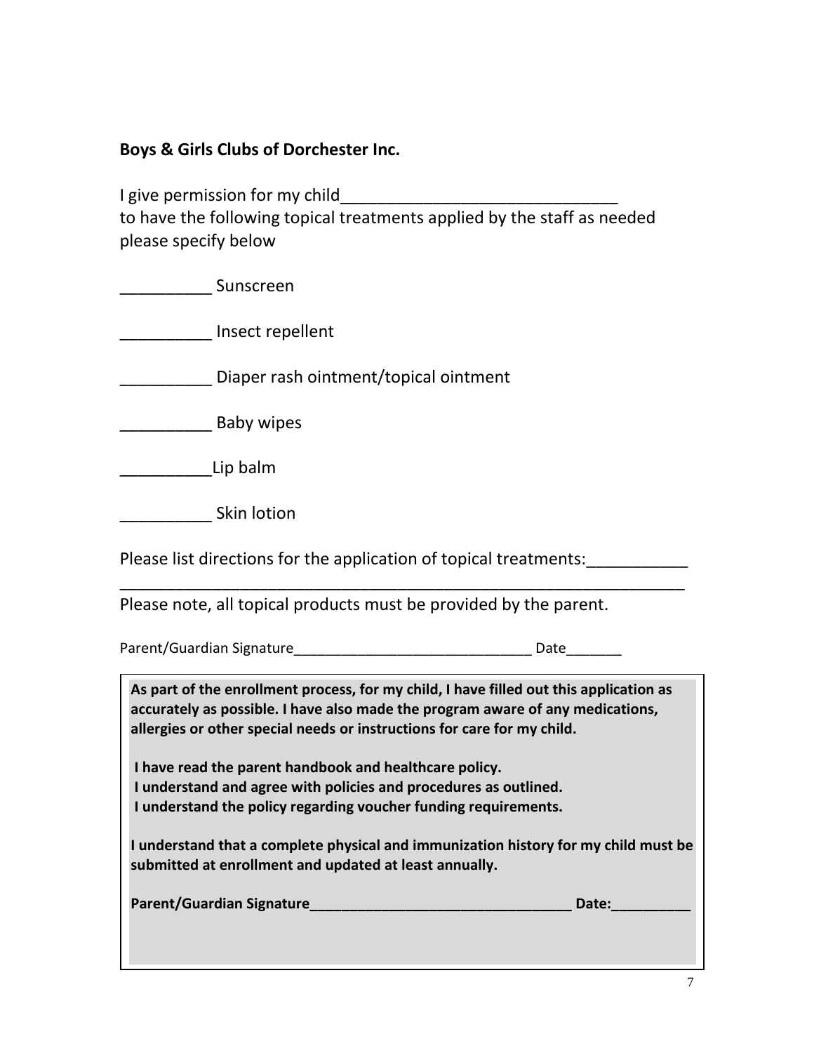**Boys & Girls Clubs of Dorchester Inc.**

I give permission for my child______________________________
to have the following topical treatments applied by the staff as needed please specify below

__________ Sunscreen

__________ Insect repellent

__________ Diaper rash ointment/topical ointment

__________ Baby wipes

__________Lip balm

__________ Skin lotion

Please list directions for the application of topical treatments:___________
_______________________________________________________________

Please note, all topical products must be provided by the parent.

Parent/Guardian Signature______________________________ Date_______

**As part of the enrollment process, for my child, I have filled out this application as accurately as possible. I have also made the program aware of any medications, allergies or other special needs or instructions for care for my child.**

**I have read the parent handbook and healthcare policy.**
**I understand and agree with policies and procedures as outlined.**
**I understand the policy regarding voucher funding requirements.**

**I understand that a complete physical and immunization history for my child must be submitted at enrollment and updated at least annually.**

**Parent/Guardian Signature_________________________________ Date:__________**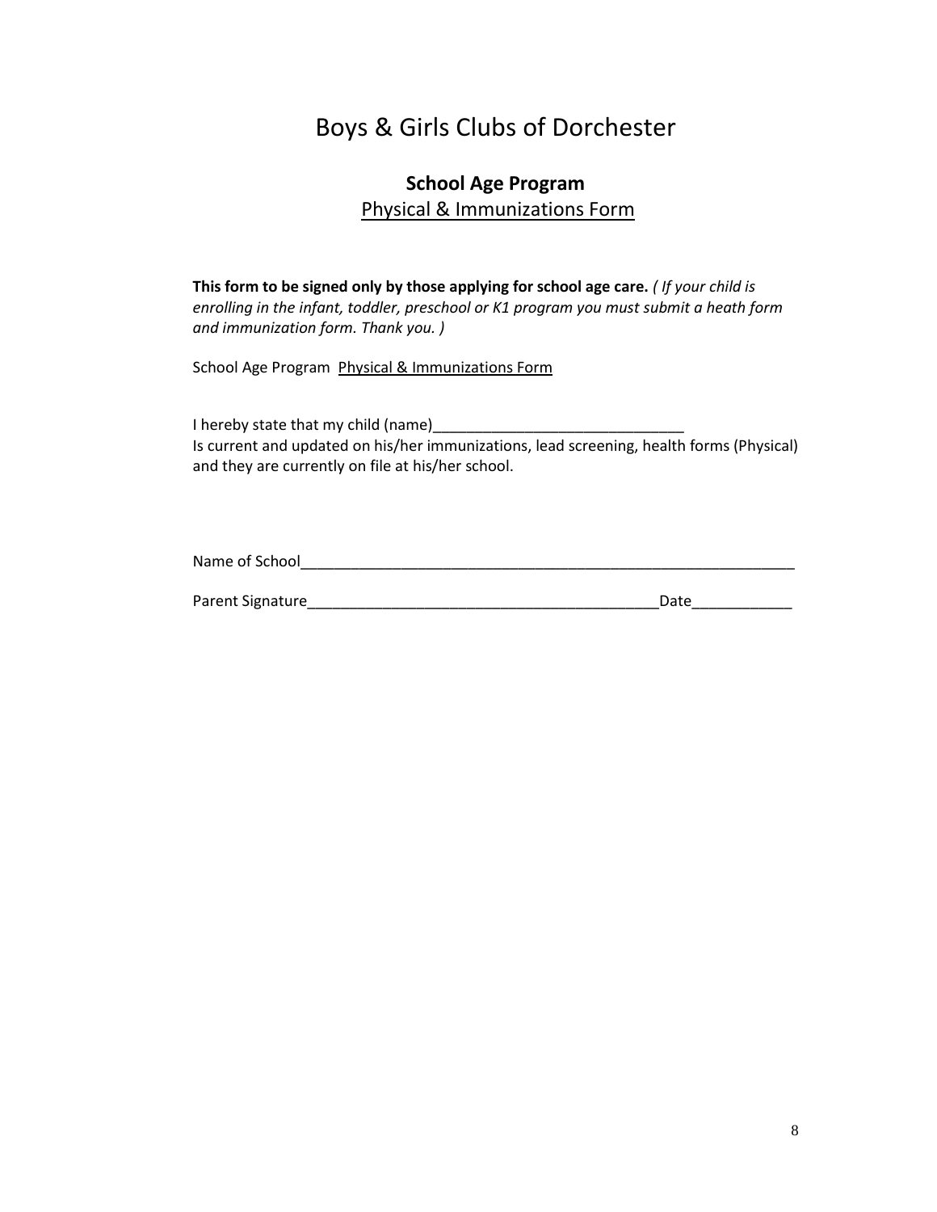# Boys & Girls Clubs of Dorchester

## School Age Program

Physical & Immunizations Form

**This form to be signed only by those applying for school age care.** *( If your child is enrolling in the infant, toddler, preschool or K1 program you must submit a heath form and immunization form. Thank you. )*

School Age Program Physical & Immunizations Form

I hereby state that my child (name)______________________________
Is current and updated on his/her immunizations, lead screening, health forms (Physical) and they are currently on file at his/her school.

Name of School______________________________________________________________

Parent Signature__________________________________________Date____________